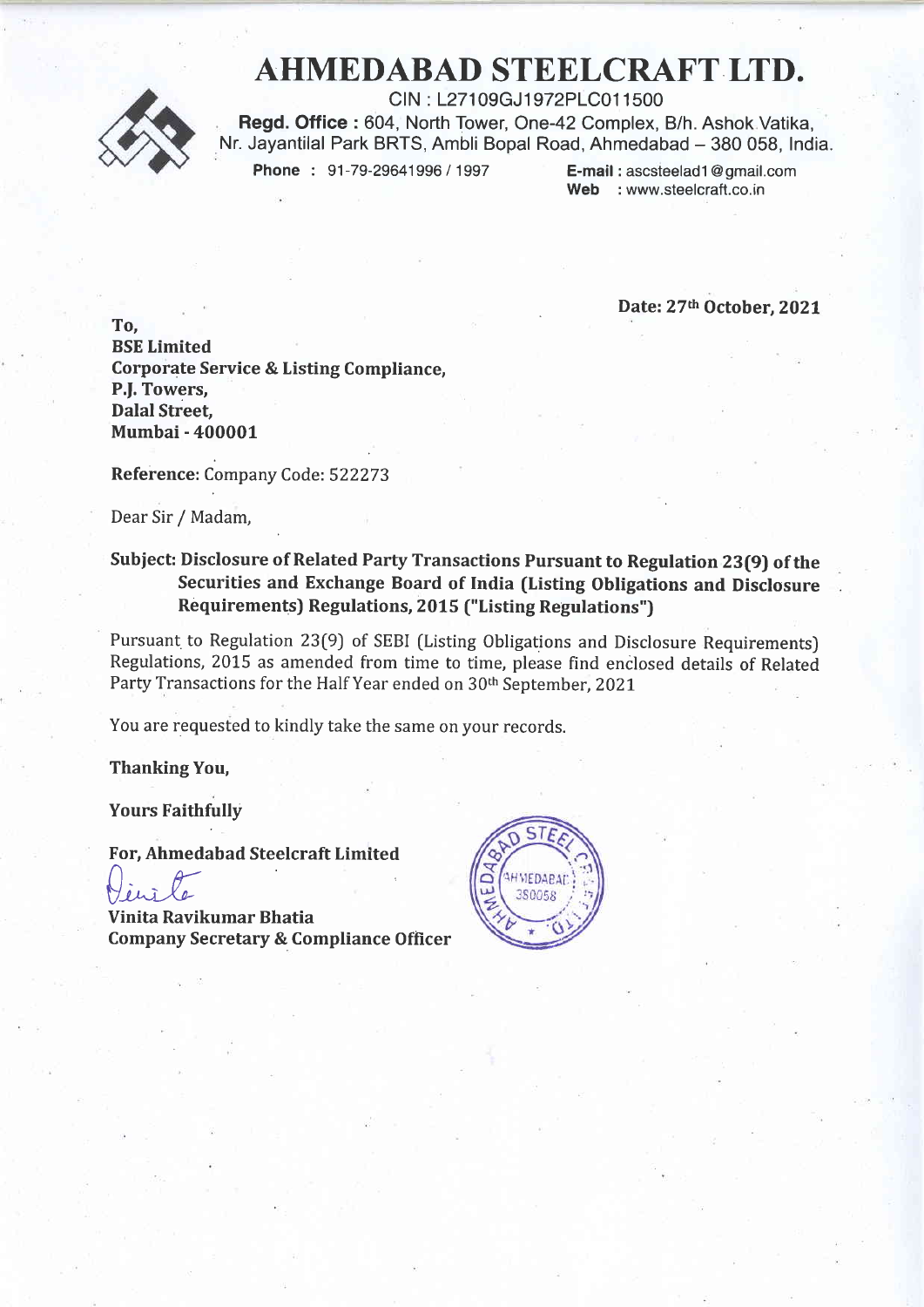# AHMEDABAD STEELCRAFT LTD.

CIN : L27109GJ1972PLC011500

**Regd. Office :** 604, North Tower, One-42 Complex, B/h. Ashok Vatika, Nr. Jayantilal Park BRTS, Ambli Bopal Road, Ahmedabad – 380 058, India.

**Phone :** 91-79-29641996 / 1997 **E-mail :** ascsteelad1@gmail.com **Web :** www.steelcraft.co.in

**Date: 27th October, 2021**

**To,**
**BSE Limited**
**Corporate Service & Listing Compliance,**
**P.J. Towers,**
**Dalal Street,**
**Mumbai - 400001**

**Reference:** Company Code: 522273

Dear Sir / Madam,

**Subject: Disclosure of Related Party Transactions Pursuant to Regulation 23(9) of the Securities and Exchange Board of India (Listing Obligations and Disclosure Requirements) Regulations, 2015 ("Listing Regulations")**

Pursuant to Regulation 23(9) of SEBI (Listing Obligations and Disclosure Requirements) Regulations, 2015 as amended from time to time, please find enclosed details of Related Party Transactions for the Half Year ended on 30th September, 2021

You are requested to kindly take the same on your records.

**Thanking You,**

**Yours Faithfully**

**For, Ahmedabad Steelcraft Limited**

**Vinita Ravikumar Bhatia**
**Company Secretary & Compliance Officer**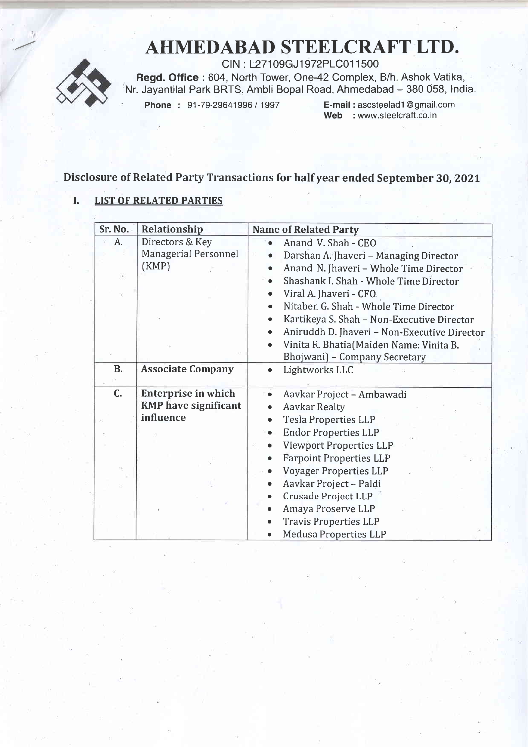# AHMEDABAD STEELCRAFT LTD.

CIN : L27109GJ1972PLC011500

**Regd. Office :** 604, North Tower, One-42 Complex, B/h. Ashok Vatika, Nr. Jayantilal Park BRTS, Ambli Bopal Road, Ahmedabad – 380 058, India.

**Phone :** 91-79-29641996 / 1997 **E-mail :** ascsteelad1@gmail.com **Web :** www.steelcraft.co.in

## Disclosure of Related Party Transactions for half year ended September 30, 2021

### I. LIST OF RELATED PARTIES

| Sr. No. | Relationship | Name of Related Party |
|---|---|---|
| A. | Directors & Key Managerial Personnel (KMP) | • Anand V. Shah - CEO<br>• Darshan A. Jhaveri – Managing Director<br>• Anand N. Jhaveri – Whole Time Director<br>• Shashank I. Shah - Whole Time Director<br>• Viral A. Jhaveri - CFO<br>• Nitaben G. Shah - Whole Time Director<br>• Kartikeya S. Shah – Non-Executive Director<br>• Aniruddh D. Jhaveri – Non-Executive Director<br>• Vinita R. Bhatia(Maiden Name: Vinita B. Bhojwani) – Company Secretary |
| **B.** | **Associate Company** | • Lightworks LLC |
| **C.** | **Enterprise in which KMP have significant influence** | • Aavkar Project – Ambawadi<br>• Aavkar Realty<br>• Tesla Properties LLP<br>• Endor Properties LLP<br>• Viewport Properties LLP<br>• Farpoint Properties LLP<br>• Voyager Properties LLP<br>• Aavkar Project – Paldi<br>• Crusade Project LLP<br>• Amaya Proserve LLP<br>• Travis Properties LLP<br>• Medusa Properties LLP |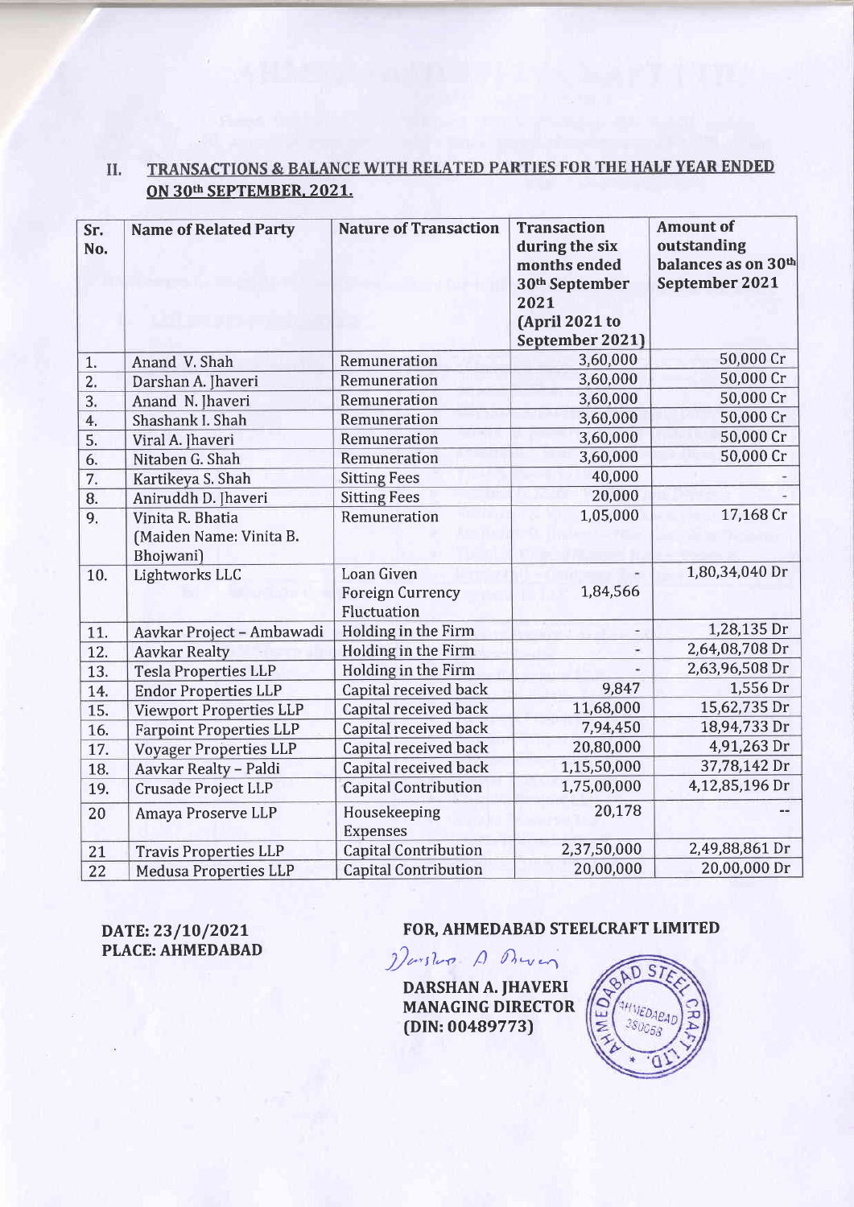## II. TRANSACTIONS & BALANCE WITH RELATED PARTIES FOR THE HALF YEAR ENDED ON 30th SEPTEMBER, 2021.

| Sr. No. | Name of Related Party | Nature of Transaction | Transaction during the six months ended 30th September 2021 (April 2021 to September 2021) | Amount of outstanding balances as on 30th September 2021 |
|---|---|---|---|---|
| 1. | Anand V. Shah | Remuneration | 3,60,000 | 50,000 Cr |
| 2. | Darshan A. Jhaveri | Remuneration | 3,60,000 | 50,000 Cr |
| 3. | Anand N. Jhaveri | Remuneration | 3,60,000 | 50,000 Cr |
| 4. | Shashank I. Shah | Remuneration | 3,60,000 | 50,000 Cr |
| 5. | Viral A. Jhaveri | Remuneration | 3,60,000 | 50,000 Cr |
| 6. | Nitaben G. Shah | Remuneration | 3,60,000 | 50,000 Cr |
| 7. | Kartikeya S. Shah | Sitting Fees | 40,000 | - |
| 8. | Aniruddh D. Jhaveri | Sitting Fees | 20,000 | - |
| 9. | Vinita R. Bhatia (Maiden Name: Vinita B. Bhojwani) | Remuneration | 1,05,000 | 17,168 Cr |
| 10. | Lightworks LLC | Loan Given<br>Foreign Currency Fluctuation | -<br>1,84,566 | 1,80,34,040 Dr |
| 11. | Aavkar Project – Ambawadi | Holding in the Firm | - | 1,28,135 Dr |
| 12. | Aavkar Realty | Holding in the Firm | - | 2,64,08,708 Dr |
| 13. | Tesla Properties LLP | Holding in the Firm | - | 2,63,96,508 Dr |
| 14. | Endor Properties LLP | Capital received back | 9,847 | 1,556 Dr |
| 15. | Viewport Properties LLP | Capital received back | 11,68,000 | 15,62,735 Dr |
| 16. | Farpoint Properties LLP | Capital received back | 7,94,450 | 18,94,733 Dr |
| 17. | Voyager Properties LLP | Capital received back | 20,80,000 | 4,91,263 Dr |
| 18. | Aavkar Realty – Paldi | Capital received back | 1,15,50,000 | 37,78,142 Dr |
| 19. | Crusade Project LLP | Capital Contribution | 1,75,00,000 | 4,12,85,196 Dr |
| 20 | Amaya Proserve LLP | Housekeeping Expenses | 20,178 | -- |
| 21 | Travis Properties LLP | Capital Contribution | 2,37,50,000 | 2,49,88,861 Dr |
| 22 | Medusa Properties LLP | Capital Contribution | 20,00,000 | 20,00,000 Dr |

**DATE: 23/10/2021**
**PLACE: AHMEDABAD**

**FOR, AHMEDABAD STEELCRAFT LIMITED**

**DARSHAN A. JHAVERI**
**MANAGING DIRECTOR**
**(DIN: 00489773)**